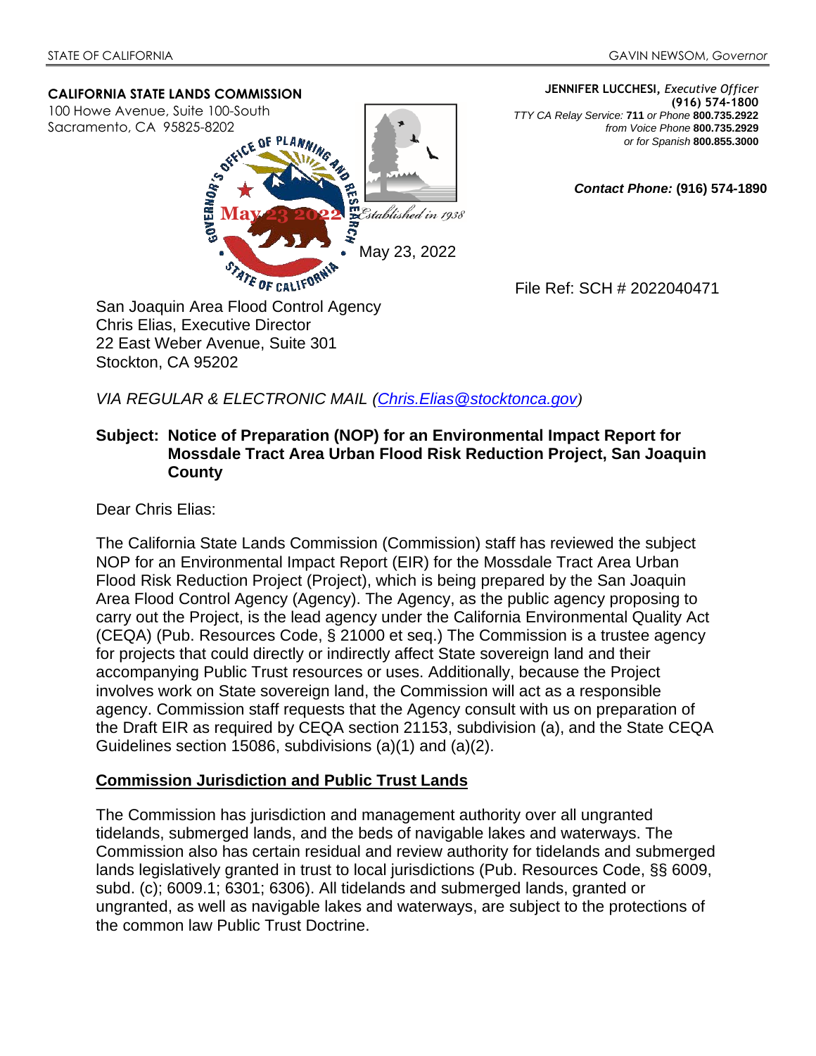STATE OF CALIFORNIA GAVIN NEWSOM, *Governor*

**CALIFORNIA STATE LANDS COMMISSION**
100 Howe Avenue, Suite 100-South
Sacramento, CA 95825-8202

**JENNIFER LUCCHESI,** *Executive Officer*
**(916) 574-1800**
*TTY CA Relay Service:* **711** *or Phone* **800.735.2922**
*from Voice Phone* **800.735.2929**
*or for Spanish* **800.855.3000**

***Contact Phone:*** **(916) 574-1890**

*Established in 1938*

May 23, 2022

File Ref: SCH # 2022040471

San Joaquin Area Flood Control Agency
Chris Elias, Executive Director
22 East Weber Avenue, Suite 301
Stockton, CA 95202

*VIA REGULAR & ELECTRONIC MAIL (Chris.Elias@stocktonca.gov)*

**Subject: Notice of Preparation (NOP) for an Environmental Impact Report for Mossdale Tract Area Urban Flood Risk Reduction Project, San Joaquin County**

Dear Chris Elias:

The California State Lands Commission (Commission) staff has reviewed the subject NOP for an Environmental Impact Report (EIR) for the Mossdale Tract Area Urban Flood Risk Reduction Project (Project), which is being prepared by the San Joaquin Area Flood Control Agency (Agency). The Agency, as the public agency proposing to carry out the Project, is the lead agency under the California Environmental Quality Act (CEQA) (Pub. Resources Code, § 21000 et seq.) The Commission is a trustee agency for projects that could directly or indirectly affect State sovereign land and their accompanying Public Trust resources or uses. Additionally, because the Project involves work on State sovereign land, the Commission will act as a responsible agency. Commission staff requests that the Agency consult with us on preparation of the Draft EIR as required by CEQA section 21153, subdivision (a), and the State CEQA Guidelines section 15086, subdivisions (a)(1) and (a)(2).

## Commission Jurisdiction and Public Trust Lands

The Commission has jurisdiction and management authority over all ungranted tidelands, submerged lands, and the beds of navigable lakes and waterways. The Commission also has certain residual and review authority for tidelands and submerged lands legislatively granted in trust to local jurisdictions (Pub. Resources Code, §§ 6009, subd. (c); 6009.1; 6301; 6306). All tidelands and submerged lands, granted or ungranted, as well as navigable lakes and waterways, are subject to the protections of the common law Public Trust Doctrine.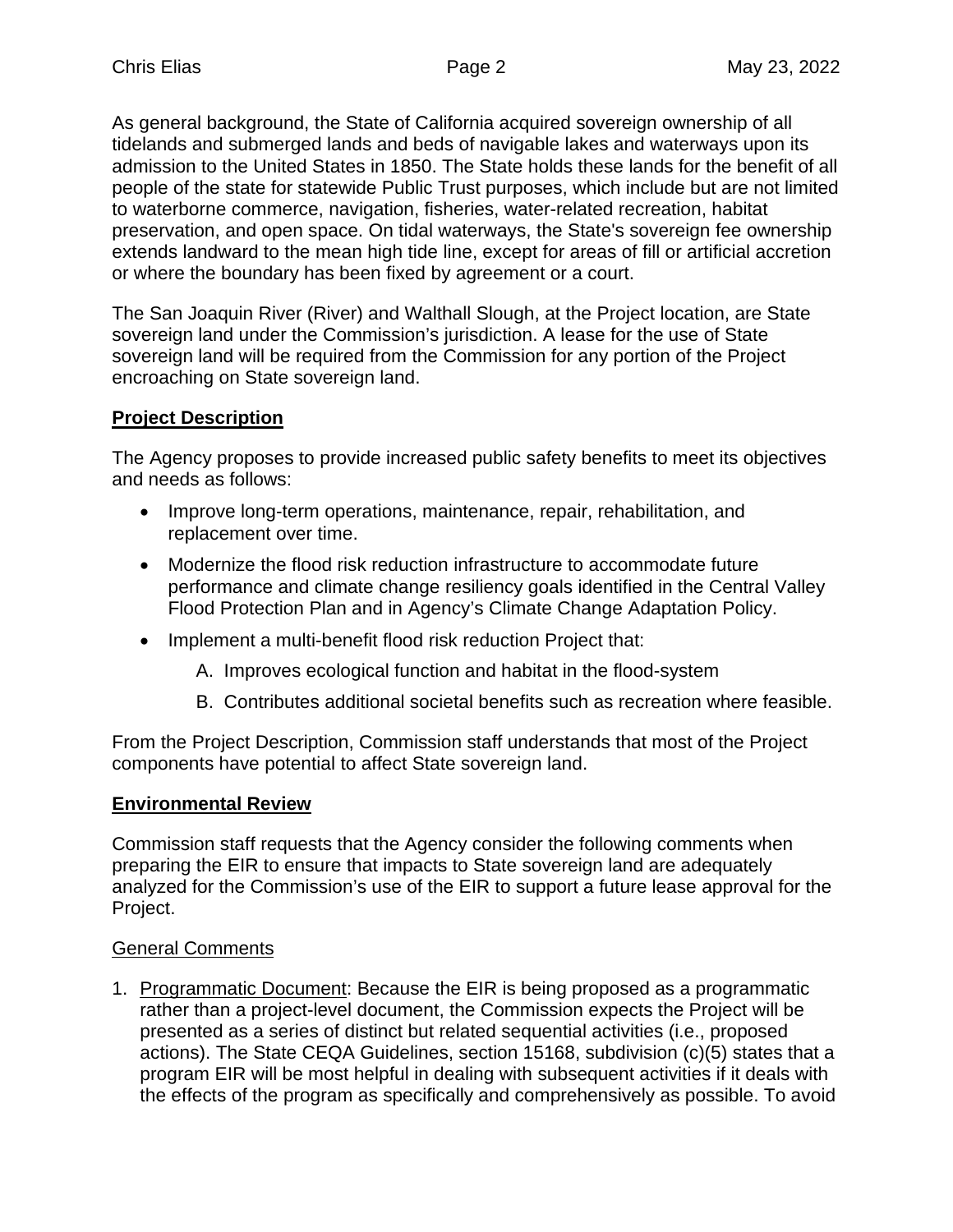As general background, the State of California acquired sovereign ownership of all tidelands and submerged lands and beds of navigable lakes and waterways upon its admission to the United States in 1850. The State holds these lands for the benefit of all people of the state for statewide Public Trust purposes, which include but are not limited to waterborne commerce, navigation, fisheries, water-related recreation, habitat preservation, and open space. On tidal waterways, the State's sovereign fee ownership extends landward to the mean high tide line, except for areas of fill or artificial accretion or where the boundary has been fixed by agreement or a court.

The San Joaquin River (River) and Walthall Slough, at the Project location, are State sovereign land under the Commission's jurisdiction. A lease for the use of State sovereign land will be required from the Commission for any portion of the Project encroaching on State sovereign land.

## Project Description

The Agency proposes to provide increased public safety benefits to meet its objectives and needs as follows:

- Improve long-term operations, maintenance, repair, rehabilitation, and replacement over time.
- Modernize the flood risk reduction infrastructure to accommodate future performance and climate change resiliency goals identified in the Central Valley Flood Protection Plan and in Agency's Climate Change Adaptation Policy.
- Implement a multi-benefit flood risk reduction Project that:
    - A. Improves ecological function and habitat in the flood-system
    - B. Contributes additional societal benefits such as recreation where feasible.

From the Project Description, Commission staff understands that most of the Project components have potential to affect State sovereign land.

## Environmental Review

Commission staff requests that the Agency consider the following comments when preparing the EIR to ensure that impacts to State sovereign land are adequately analyzed for the Commission's use of the EIR to support a future lease approval for the Project.

### General Comments

1. Programmatic Document: Because the EIR is being proposed as a programmatic rather than a project-level document, the Commission expects the Project will be presented as a series of distinct but related sequential activities (i.e., proposed actions). The State CEQA Guidelines, section 15168, subdivision (c)(5) states that a program EIR will be most helpful in dealing with subsequent activities if it deals with the effects of the program as specifically and comprehensively as possible. To avoid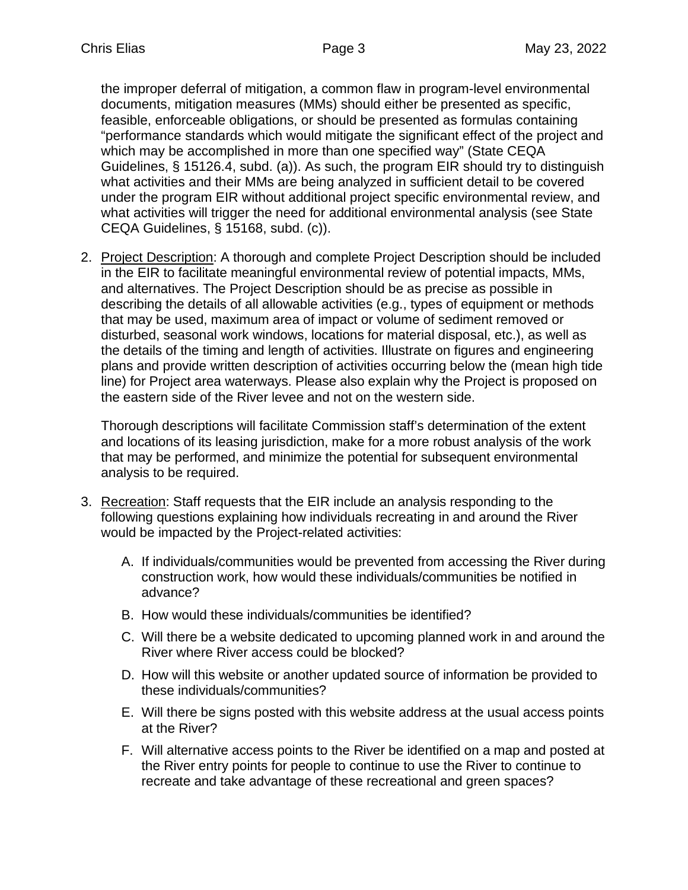the improper deferral of mitigation, a common flaw in program-level environmental documents, mitigation measures (MMs) should either be presented as specific, feasible, enforceable obligations, or should be presented as formulas containing "performance standards which would mitigate the significant effect of the project and which may be accomplished in more than one specified way" (State CEQA Guidelines, § 15126.4, subd. (a)). As such, the program EIR should try to distinguish what activities and their MMs are being analyzed in sufficient detail to be covered under the program EIR without additional project specific environmental review, and what activities will trigger the need for additional environmental analysis (see State CEQA Guidelines, § 15168, subd. (c)).

2. Project Description: A thorough and complete Project Description should be included in the EIR to facilitate meaningful environmental review of potential impacts, MMs, and alternatives. The Project Description should be as precise as possible in describing the details of all allowable activities (e.g., types of equipment or methods that may be used, maximum area of impact or volume of sediment removed or disturbed, seasonal work windows, locations for material disposal, etc.), as well as the details of the timing and length of activities. Illustrate on figures and engineering plans and provide written description of activities occurring below the (mean high tide line) for Project area waterways. Please also explain why the Project is proposed on the eastern side of the River levee and not on the western side.

   Thorough descriptions will facilitate Commission staff's determination of the extent and locations of its leasing jurisdiction, make for a more robust analysis of the work that may be performed, and minimize the potential for subsequent environmental analysis to be required.

3. Recreation: Staff requests that the EIR include an analysis responding to the following questions explaining how individuals recreating in and around the River would be impacted by the Project-related activities:

   A. If individuals/communities would be prevented from accessing the River during construction work, how would these individuals/communities be notified in advance?

   B. How would these individuals/communities be identified?

   C. Will there be a website dedicated to upcoming planned work in and around the River where River access could be blocked?

   D. How will this website or another updated source of information be provided to these individuals/communities?

   E. Will there be signs posted with this website address at the usual access points at the River?

   F. Will alternative access points to the River be identified on a map and posted at the River entry points for people to continue to use the River to continue to recreate and take advantage of these recreational and green spaces?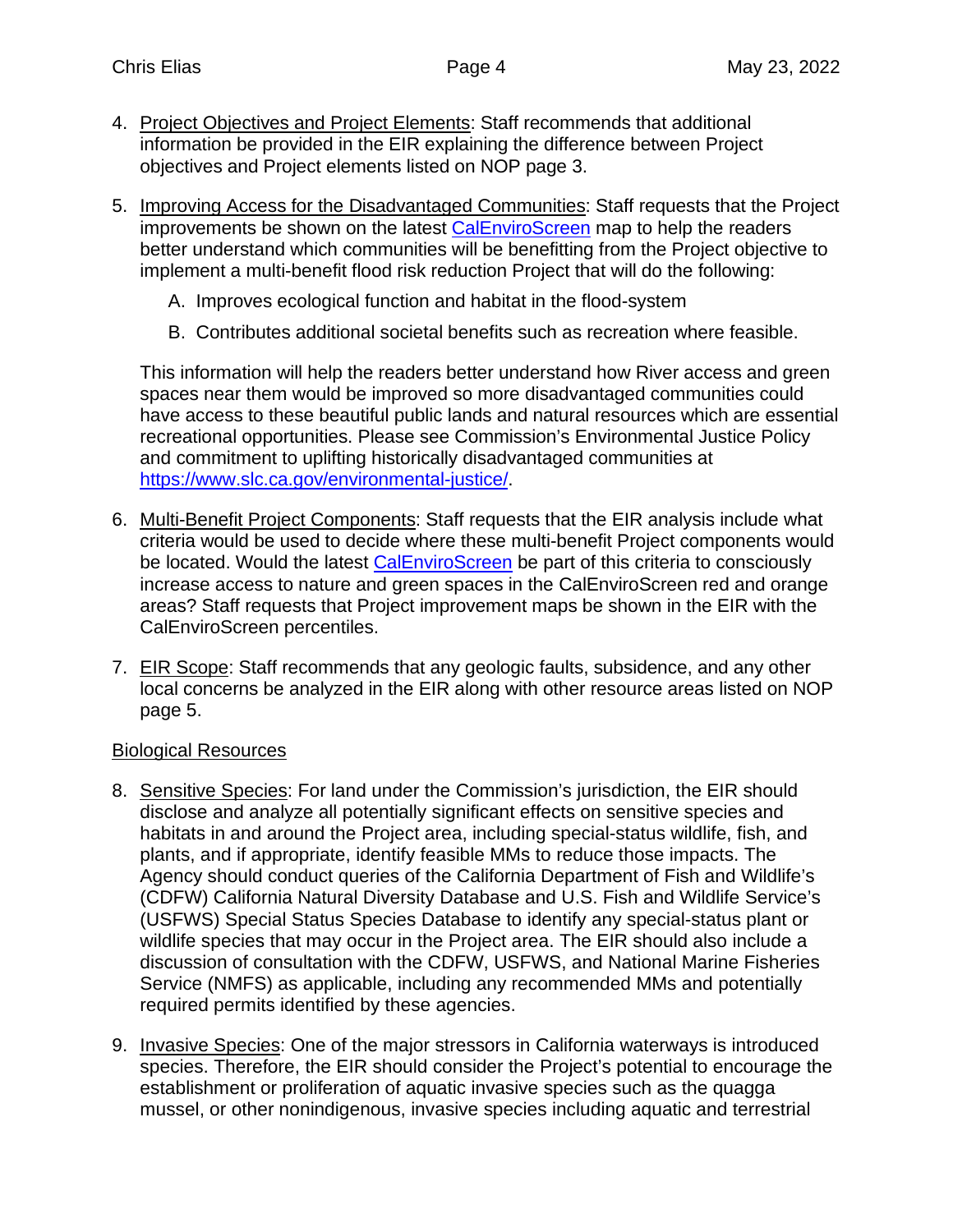4. Project Objectives and Project Elements: Staff recommends that additional information be provided in the EIR explaining the difference between Project objectives and Project elements listed on NOP page 3.

5. Improving Access for the Disadvantaged Communities: Staff requests that the Project improvements be shown on the latest CalEnviroScreen map to help the readers better understand which communities will be benefitting from the Project objective to implement a multi-benefit flood risk reduction Project that will do the following:

   A. Improves ecological function and habitat in the flood-system

   B. Contributes additional societal benefits such as recreation where feasible.

   This information will help the readers better understand how River access and green spaces near them would be improved so more disadvantaged communities could have access to these beautiful public lands and natural resources which are essential recreational opportunities. Please see Commission's Environmental Justice Policy and commitment to uplifting historically disadvantaged communities at https://www.slc.ca.gov/environmental-justice/.

6. Multi-Benefit Project Components: Staff requests that the EIR analysis include what criteria would be used to decide where these multi-benefit Project components would be located. Would the latest CalEnviroScreen be part of this criteria to consciously increase access to nature and green spaces in the CalEnviroScreen red and orange areas? Staff requests that Project improvement maps be shown in the EIR with the CalEnviroScreen percentiles.

7. EIR Scope: Staff recommends that any geologic faults, subsidence, and any other local concerns be analyzed in the EIR along with other resource areas listed on NOP page 5.

Biological Resources

8. Sensitive Species: For land under the Commission's jurisdiction, the EIR should disclose and analyze all potentially significant effects on sensitive species and habitats in and around the Project area, including special-status wildlife, fish, and plants, and if appropriate, identify feasible MMs to reduce those impacts. The Agency should conduct queries of the California Department of Fish and Wildlife's (CDFW) California Natural Diversity Database and U.S. Fish and Wildlife Service's (USFWS) Special Status Species Database to identify any special-status plant or wildlife species that may occur in the Project area. The EIR should also include a discussion of consultation with the CDFW, USFWS, and National Marine Fisheries Service (NMFS) as applicable, including any recommended MMs and potentially required permits identified by these agencies.

9. Invasive Species: One of the major stressors in California waterways is introduced species. Therefore, the EIR should consider the Project's potential to encourage the establishment or proliferation of aquatic invasive species such as the quagga mussel, or other nonindigenous, invasive species including aquatic and terrestrial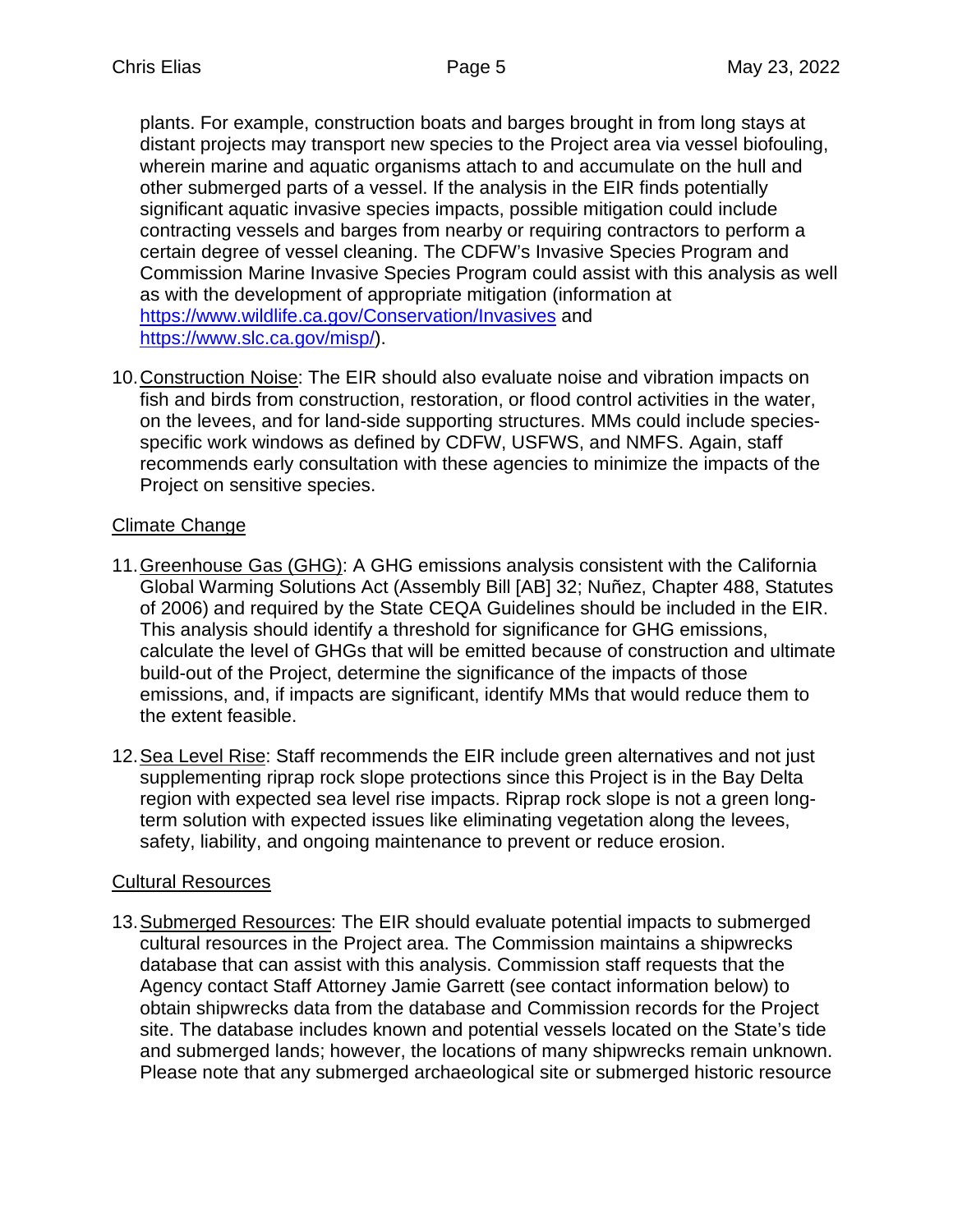plants. For example, construction boats and barges brought in from long stays at distant projects may transport new species to the Project area via vessel biofouling, wherein marine and aquatic organisms attach to and accumulate on the hull and other submerged parts of a vessel. If the analysis in the EIR finds potentially significant aquatic invasive species impacts, possible mitigation could include contracting vessels and barges from nearby or requiring contractors to perform a certain degree of vessel cleaning. The CDFW's Invasive Species Program and Commission Marine Invasive Species Program could assist with this analysis as well as with the development of appropriate mitigation (information at [https://www.wildlife.ca.gov/Conservation/Invasives](https://www.wildlife.ca.gov/Conservation/Invasives) and [https://www.slc.ca.gov/misp/](https://www.slc.ca.gov/misp/)).

10. Construction Noise: The EIR should also evaluate noise and vibration impacts on fish and birds from construction, restoration, or flood control activities in the water, on the levees, and for land-side supporting structures. MMs could include species-specific work windows as defined by CDFW, USFWS, and NMFS. Again, staff recommends early consultation with these agencies to minimize the impacts of the Project on sensitive species.

Climate Change

11. Greenhouse Gas (GHG): A GHG emissions analysis consistent with the California Global Warming Solutions Act (Assembly Bill [AB] 32; Nuñez, Chapter 488, Statutes of 2006) and required by the State CEQA Guidelines should be included in the EIR. This analysis should identify a threshold for significance for GHG emissions, calculate the level of GHGs that will be emitted because of construction and ultimate build-out of the Project, determine the significance of the impacts of those emissions, and, if impacts are significant, identify MMs that would reduce them to the extent feasible.

12. Sea Level Rise: Staff recommends the EIR include green alternatives and not just supplementing riprap rock slope protections since this Project is in the Bay Delta region with expected sea level rise impacts. Riprap rock slope is not a green long-term solution with expected issues like eliminating vegetation along the levees, safety, liability, and ongoing maintenance to prevent or reduce erosion.

Cultural Resources

13. Submerged Resources: The EIR should evaluate potential impacts to submerged cultural resources in the Project area. The Commission maintains a shipwrecks database that can assist with this analysis. Commission staff requests that the Agency contact Staff Attorney Jamie Garrett (see contact information below) to obtain shipwrecks data from the database and Commission records for the Project site. The database includes known and potential vessels located on the State's tide and submerged lands; however, the locations of many shipwrecks remain unknown. Please note that any submerged archaeological site or submerged historic resource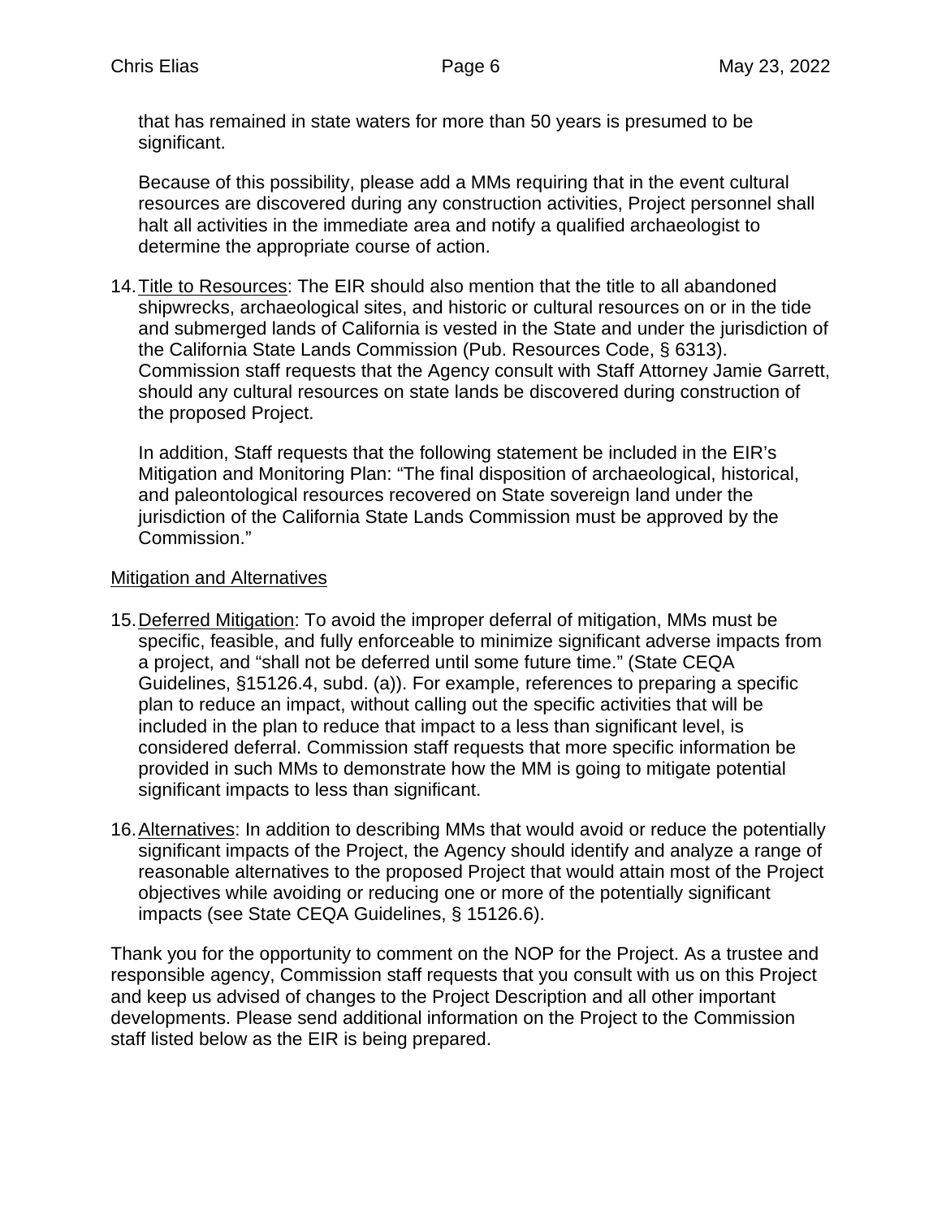that has remained in state waters for more than 50 years is presumed to be significant.

Because of this possibility, please add a MMs requiring that in the event cultural resources are discovered during any construction activities, Project personnel shall halt all activities in the immediate area and notify a qualified archaeologist to determine the appropriate course of action.

14. <u>Title to Resources</u>: The EIR should also mention that the title to all abandoned shipwrecks, archaeological sites, and historic or cultural resources on or in the tide and submerged lands of California is vested in the State and under the jurisdiction of the California State Lands Commission (Pub. Resources Code, § 6313). Commission staff requests that the Agency consult with Staff Attorney Jamie Garrett, should any cultural resources on state lands be discovered during construction of the proposed Project.

    In addition, Staff requests that the following statement be included in the EIR's Mitigation and Monitoring Plan: "The final disposition of archaeological, historical, and paleontological resources recovered on State sovereign land under the jurisdiction of the California State Lands Commission must be approved by the Commission."

<u>Mitigation and Alternatives</u>

15. <u>Deferred Mitigation</u>: To avoid the improper deferral of mitigation, MMs must be specific, feasible, and fully enforceable to minimize significant adverse impacts from a project, and "shall not be deferred until some future time." (State CEQA Guidelines, §15126.4, subd. (a)). For example, references to preparing a specific plan to reduce an impact, without calling out the specific activities that will be included in the plan to reduce that impact to a less than significant level, is considered deferral. Commission staff requests that more specific information be provided in such MMs to demonstrate how the MM is going to mitigate potential significant impacts to less than significant.

16. <u>Alternatives</u>: In addition to describing MMs that would avoid or reduce the potentially significant impacts of the Project, the Agency should identify and analyze a range of reasonable alternatives to the proposed Project that would attain most of the Project objectives while avoiding or reducing one or more of the potentially significant impacts (see State CEQA Guidelines, § 15126.6).

Thank you for the opportunity to comment on the NOP for the Project. As a trustee and responsible agency, Commission staff requests that you consult with us on this Project and keep us advised of changes to the Project Description and all other important developments. Please send additional information on the Project to the Commission staff listed below as the EIR is being prepared.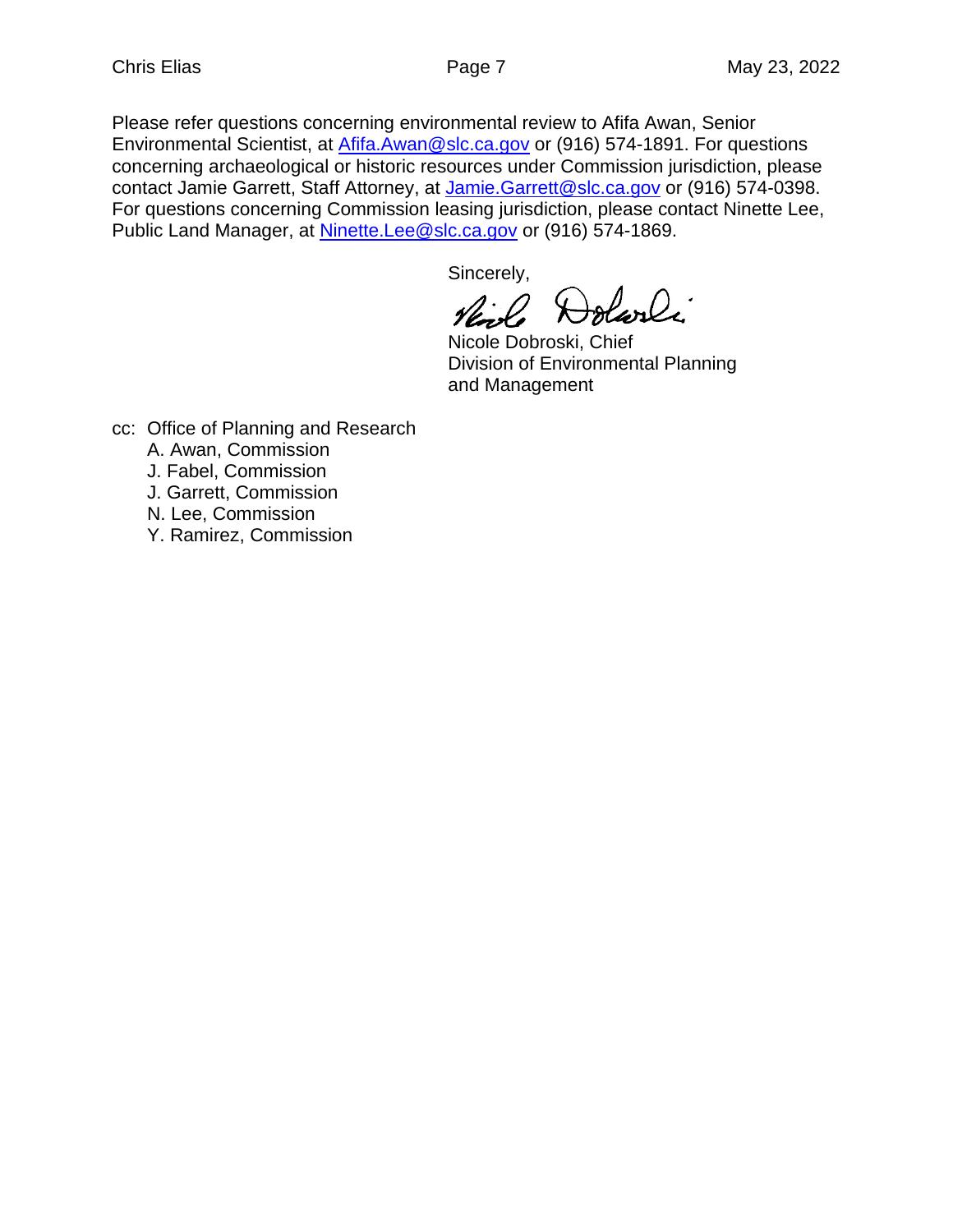Please refer questions concerning environmental review to Afifa Awan, Senior Environmental Scientist, at Afifa.Awan@slc.ca.gov or (916) 574-1891. For questions concerning archaeological or historic resources under Commission jurisdiction, please contact Jamie Garrett, Staff Attorney, at Jamie.Garrett@slc.ca.gov or (916) 574-0398. For questions concerning Commission leasing jurisdiction, please contact Ninette Lee, Public Land Manager, at Ninette.Lee@slc.ca.gov or (916) 574-1869.

Sincerely,

Nicole Dobroski, Chief
Division of Environmental Planning
and Management

cc: Office of Planning and Research
A. Awan, Commission
J. Fabel, Commission
J. Garrett, Commission
N. Lee, Commission
Y. Ramirez, Commission